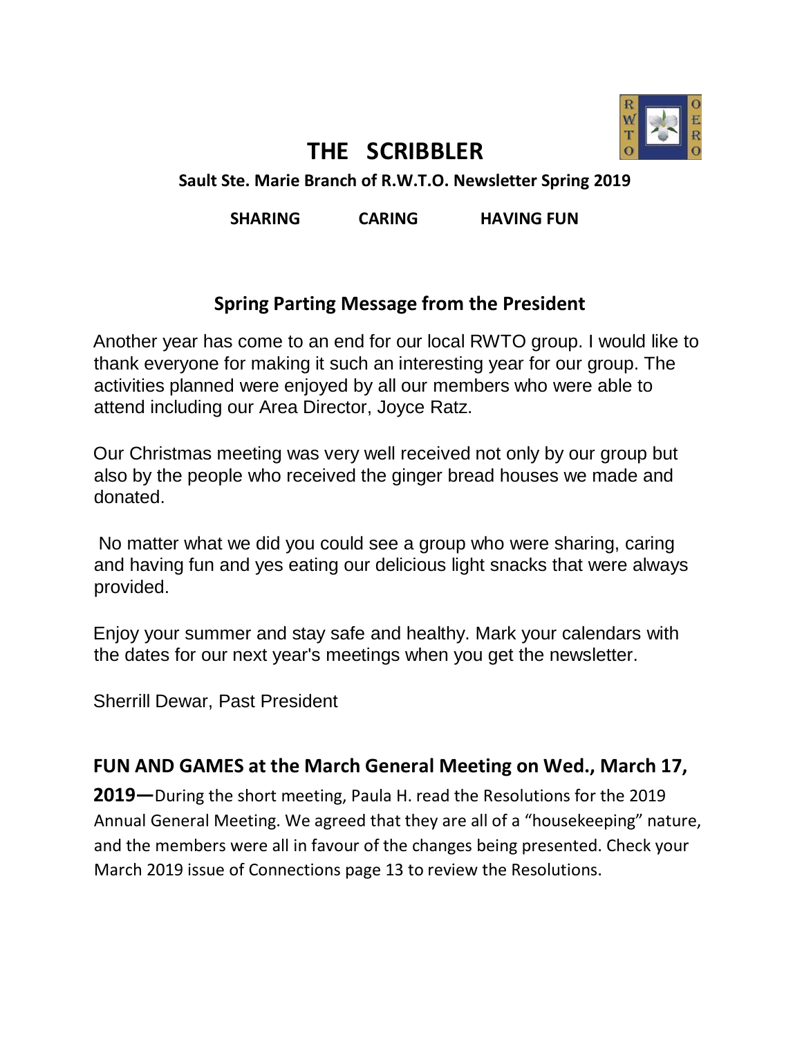# THE SCRIBBLER

**Sault Ste. Marie Branch of R.W.T.O. Newsletter Spring 2019**

**SHARING CARING HAVING FUN**

## Spring Parting Message from the President

Another year has come to an end for our local RWTO group. I would like to thank everyone for making it such an interesting year for our group. The activities planned were enjoyed by all our members who were able to attend including our Area Director, Joyce Ratz.

Our Christmas meeting was very well received not only by our group but also by the people who received the ginger bread houses we made and donated.

No matter what we did you could see a group who were sharing, caring and having fun and yes eating our delicious light snacks that were always provided.

Enjoy your summer and stay safe and healthy. Mark your calendars with the dates for our next year's meetings when you get the newsletter.

Sherrill Dewar, Past President

**FUN AND GAMES at the March General Meeting on Wed., March 17, 2019—**During the short meeting, Paula H. read the Resolutions for the 2019 Annual General Meeting. We agreed that they are all of a "housekeeping" nature, and the members were all in favour of the changes being presented. Check your March 2019 issue of Connections page 13 to review the Resolutions.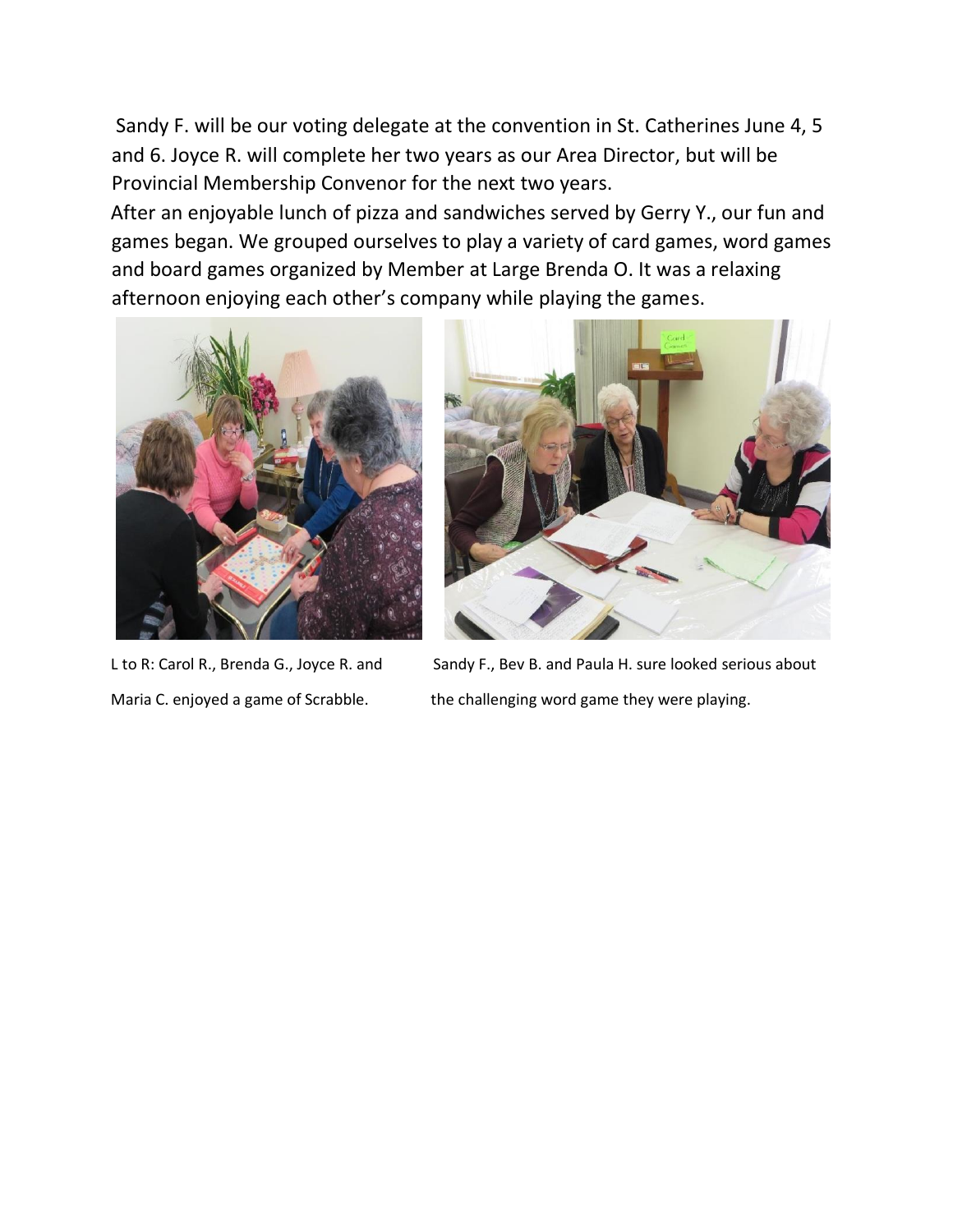Sandy F. will be our voting delegate at the convention in St. Catherines June 4, 5 and 6. Joyce R. will complete her two years as our Area Director, but will be Provincial Membership Convenor for the next two years.

After an enjoyable lunch of pizza and sandwiches served by Gerry Y., our fun and games began. We grouped ourselves to play a variety of card games, word games and board games organized by Member at Large Brenda O. It was a relaxing afternoon enjoying each other's company while playing the games.

L to R: Carol R., Brenda G., Joyce R. and Maria C. enjoyed a game of Scrabble.

Sandy F., Bev B. and Paula H. sure looked serious about the challenging word game they were playing.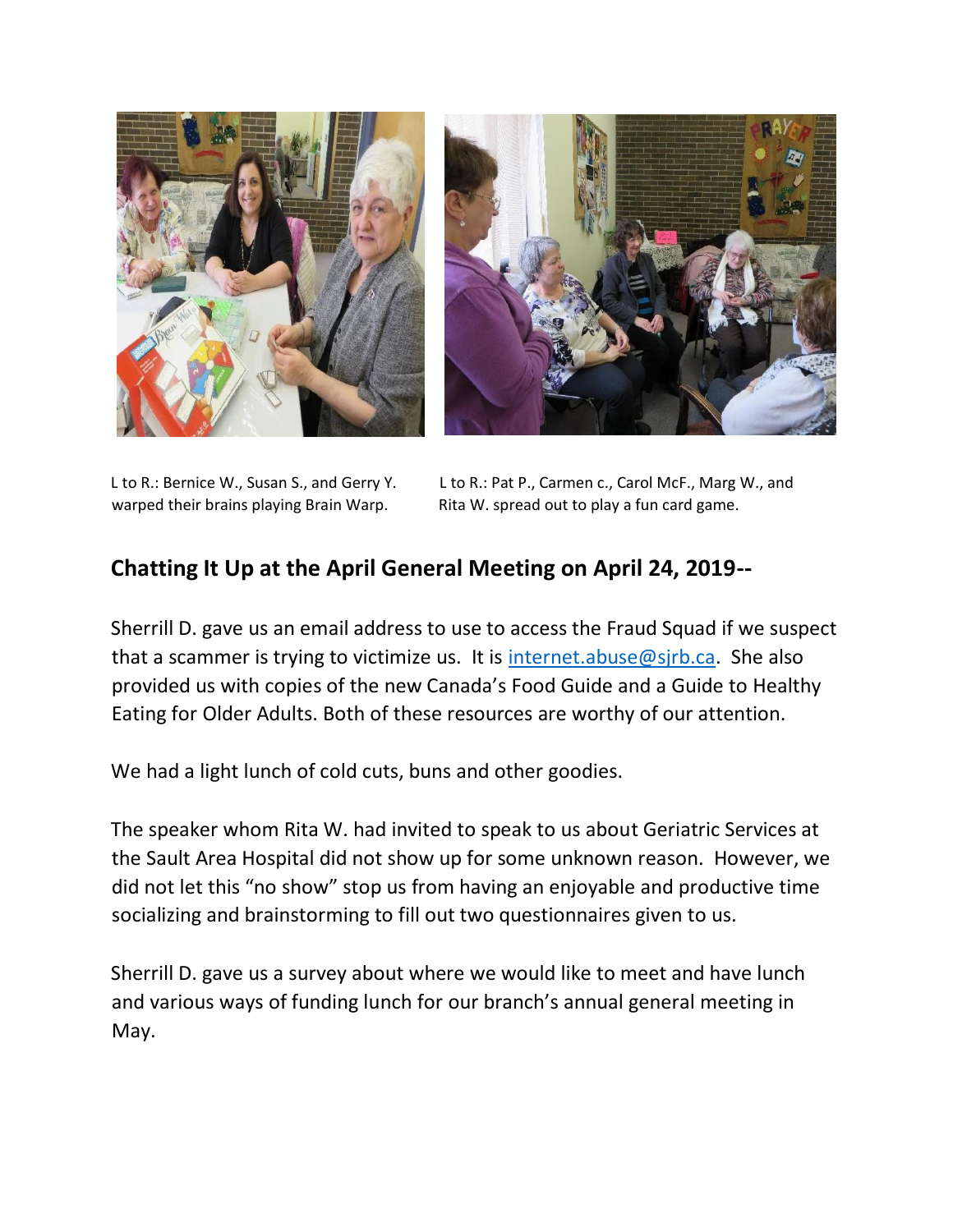L to R.: Bernice W., Susan S., and Gerry Y. warped their brains playing Brain Warp.

L to R.: Pat P., Carmen c., Carol McF., Marg W., and Rita W. spread out to play a fun card game.

## Chatting It Up at the April General Meeting on April 24, 2019--

Sherrill D. gave us an email address to use to access the Fraud Squad if we suspect that a scammer is trying to victimize us. It is internet.abuse@sjrb.ca. She also provided us with copies of the new Canada's Food Guide and a Guide to Healthy Eating for Older Adults. Both of these resources are worthy of our attention.

We had a light lunch of cold cuts, buns and other goodies.

The speaker whom Rita W. had invited to speak to us about Geriatric Services at the Sault Area Hospital did not show up for some unknown reason. However, we did not let this "no show" stop us from having an enjoyable and productive time socializing and brainstorming to fill out two questionnaires given to us.

Sherrill D. gave us a survey about where we would like to meet and have lunch and various ways of funding lunch for our branch's annual general meeting in May.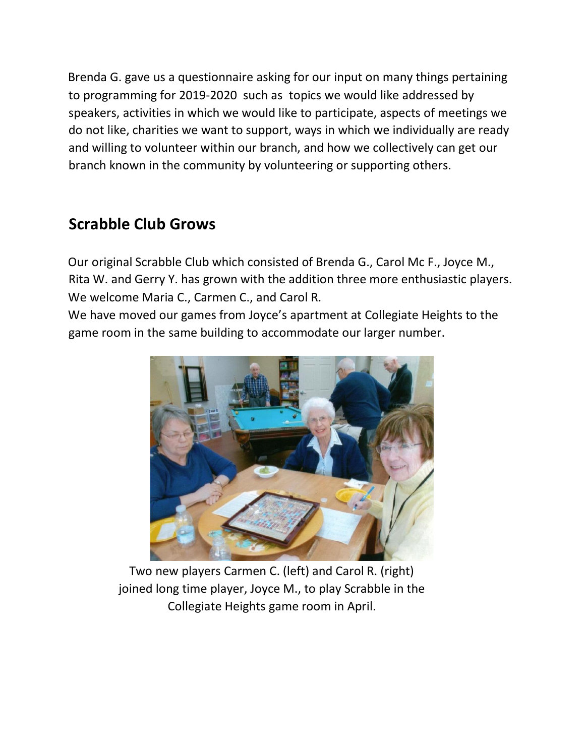Brenda G. gave us a questionnaire asking for our input on many things pertaining to programming for 2019-2020 such as topics we would like addressed by speakers, activities in which we would like to participate, aspects of meetings we do not like, charities we want to support, ways in which we individually are ready and willing to volunteer within our branch, and how we collectively can get our branch known in the community by volunteering or supporting others.

## Scrabble Club Grows

Our original Scrabble Club which consisted of Brenda G., Carol Mc F., Joyce M., Rita W. and Gerry Y. has grown with the addition three more enthusiastic players. We welcome Maria C., Carmen C., and Carol R.

We have moved our games from Joyce's apartment at Collegiate Heights to the game room in the same building to accommodate our larger number.

Two new players Carmen C. (left) and Carol R. (right) joined long time player, Joyce M., to play Scrabble in the Collegiate Heights game room in April.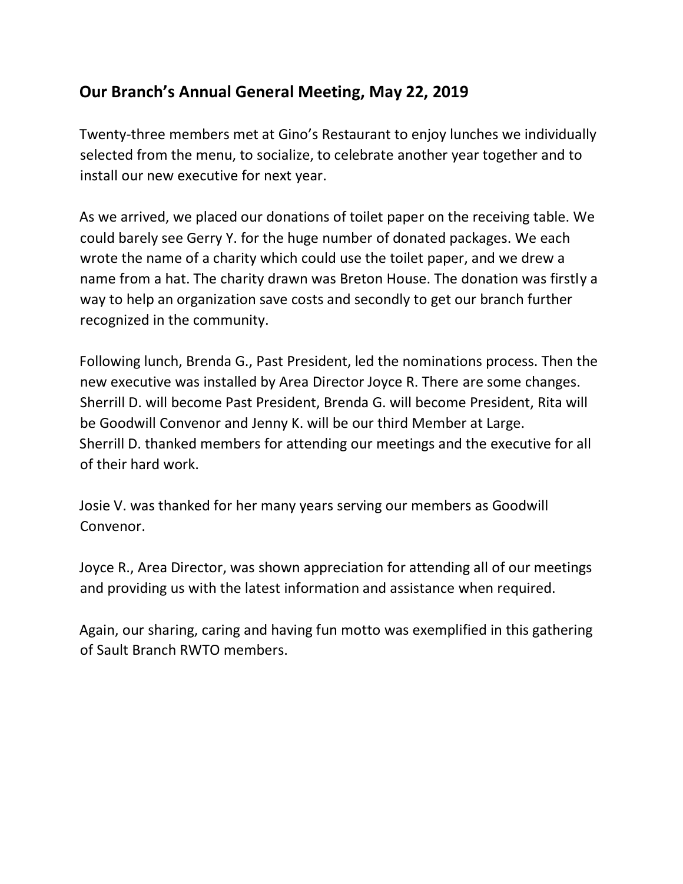## Our Branch's Annual General Meeting, May 22, 2019

Twenty-three members met at Gino's Restaurant to enjoy lunches we individually selected from the menu, to socialize, to celebrate another year together and to install our new executive for next year.

As we arrived, we placed our donations of toilet paper on the receiving table. We could barely see Gerry Y. for the huge number of donated packages. We each wrote the name of a charity which could use the toilet paper, and we drew a name from a hat. The charity drawn was Breton House. The donation was firstly a way to help an organization save costs and secondly to get our branch further recognized in the community.

Following lunch, Brenda G., Past President, led the nominations process. Then the new executive was installed by Area Director Joyce R. There are some changes. Sherrill D. will become Past President, Brenda G. will become President, Rita will be Goodwill Convenor and Jenny K. will be our third Member at Large. Sherrill D. thanked members for attending our meetings and the executive for all of their hard work.

Josie V. was thanked for her many years serving our members as Goodwill Convenor.

Joyce R., Area Director, was shown appreciation for attending all of our meetings and providing us with the latest information and assistance when required.

Again, our sharing, caring and having fun motto was exemplified in this gathering of Sault Branch RWTO members.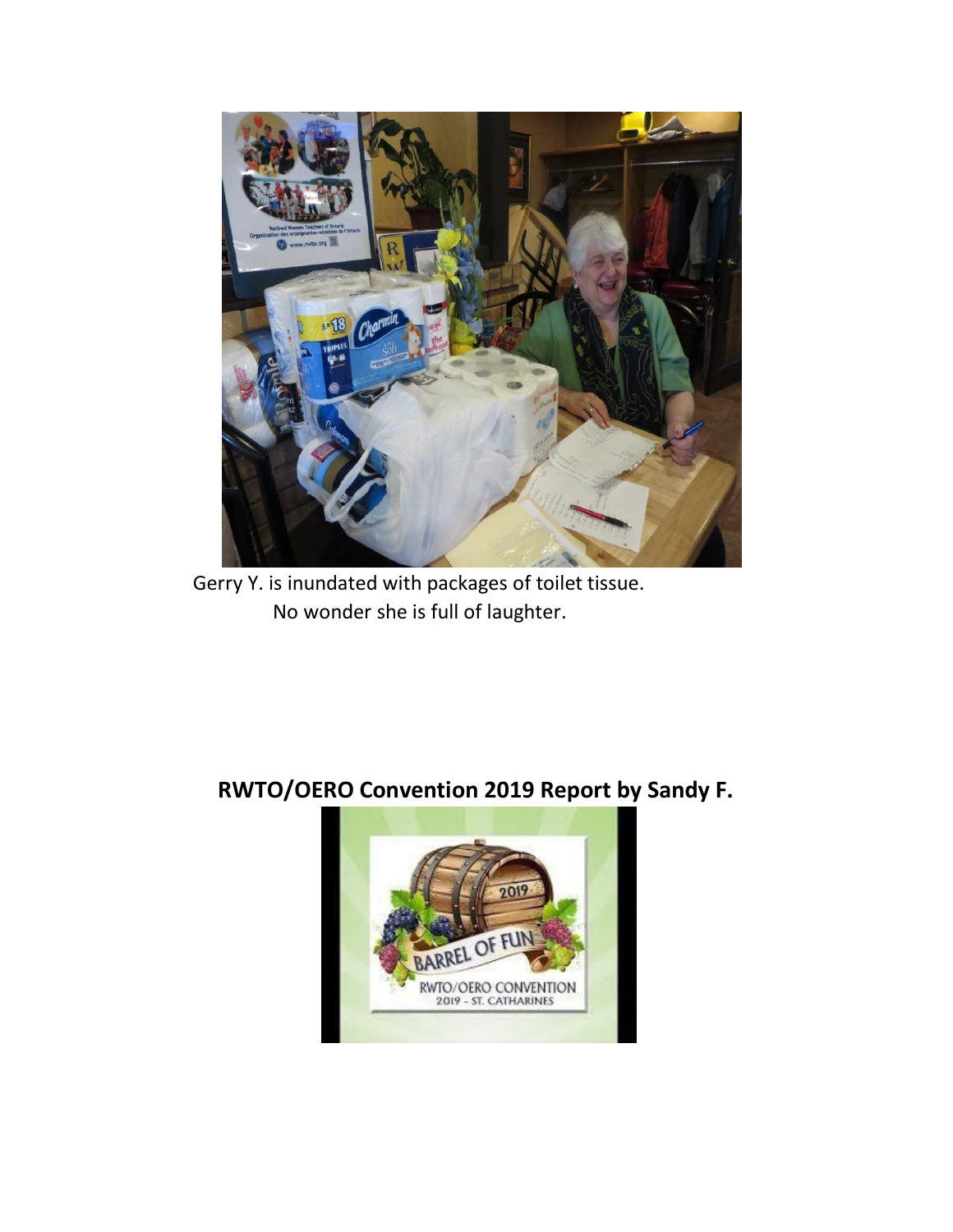Gerry Y. is inundated with packages of toilet tissue.
No wonder she is full of laughter.

## RWTO/OERO Convention 2019 Report by Sandy F.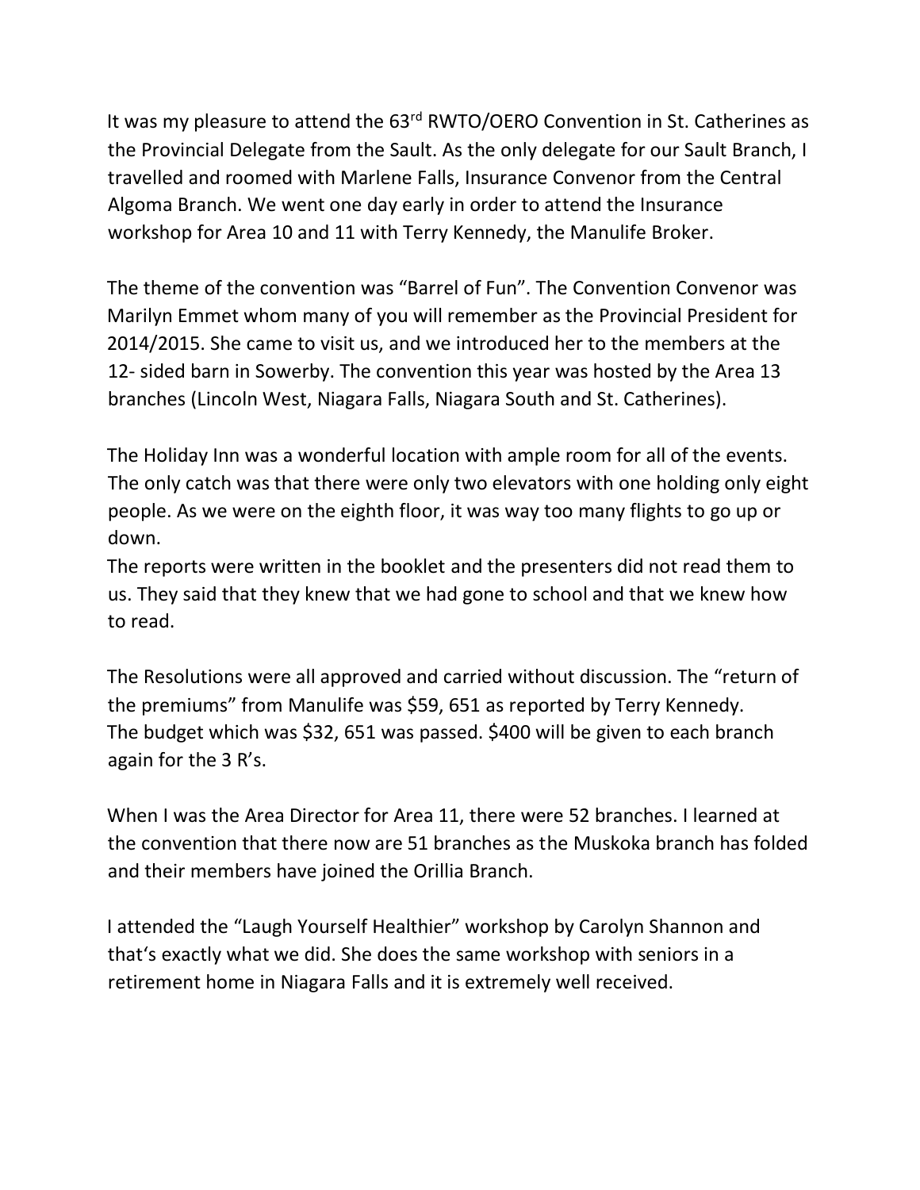It was my pleasure to attend the 63rd RWTO/OERO Convention in St. Catherines as the Provincial Delegate from the Sault. As the only delegate for our Sault Branch, I travelled and roomed with Marlene Falls, Insurance Convenor from the Central Algoma Branch. We went one day early in order to attend the Insurance workshop for Area 10 and 11 with Terry Kennedy, the Manulife Broker.

The theme of the convention was "Barrel of Fun". The Convention Convenor was Marilyn Emmet whom many of you will remember as the Provincial President for 2014/2015. She came to visit us, and we introduced her to the members at the 12- sided barn in Sowerby. The convention this year was hosted by the Area 13 branches (Lincoln West, Niagara Falls, Niagara South and St. Catherines).

The Holiday Inn was a wonderful location with ample room for all of the events. The only catch was that there were only two elevators with one holding only eight people. As we were on the eighth floor, it was way too many flights to go up or down.

The reports were written in the booklet and the presenters did not read them to us. They said that they knew that we had gone to school and that we knew how to read.

The Resolutions were all approved and carried without discussion. The "return of the premiums" from Manulife was $59, 651 as reported by Terry Kennedy. The budget which was $32, 651 was passed. $400 will be given to each branch again for the 3 R's.

When I was the Area Director for Area 11, there were 52 branches. I learned at the convention that there now are 51 branches as the Muskoka branch has folded and their members have joined the Orillia Branch.

I attended the "Laugh Yourself Healthier" workshop by Carolyn Shannon and that's exactly what we did. She does the same workshop with seniors in a retirement home in Niagara Falls and it is extremely well received.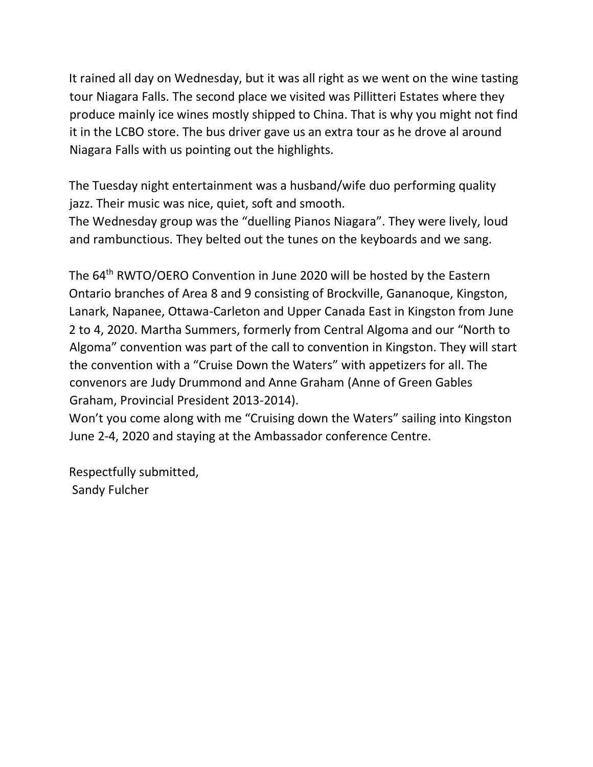It rained all day on Wednesday, but it was all right as we went on the wine tasting tour Niagara Falls. The second place we visited was Pillitteri Estates where they produce mainly ice wines mostly shipped to China. That is why you might not find it in the LCBO store. The bus driver gave us an extra tour as he drove al around Niagara Falls with us pointing out the highlights.

The Tuesday night entertainment was a husband/wife duo performing quality jazz. Their music was nice, quiet, soft and smooth.
The Wednesday group was the "duelling Pianos Niagara". They were lively, loud and rambunctious. They belted out the tunes on the keyboards and we sang.

The 64th RWTO/OERO Convention in June 2020 will be hosted by the Eastern Ontario branches of Area 8 and 9 consisting of Brockville, Gananoque, Kingston, Lanark, Napanee, Ottawa-Carleton and Upper Canada East in Kingston from June 2 to 4, 2020. Martha Summers, formerly from Central Algoma and our "North to Algoma" convention was part of the call to convention in Kingston. They will start the convention with a "Cruise Down the Waters" with appetizers for all. The convenors are Judy Drummond and Anne Graham (Anne of Green Gables Graham, Provincial President 2013-2014).
Won't you come along with me "Cruising down the Waters" sailing into Kingston June 2-4, 2020 and staying at the Ambassador conference Centre.

Respectfully submitted,
Sandy Fulcher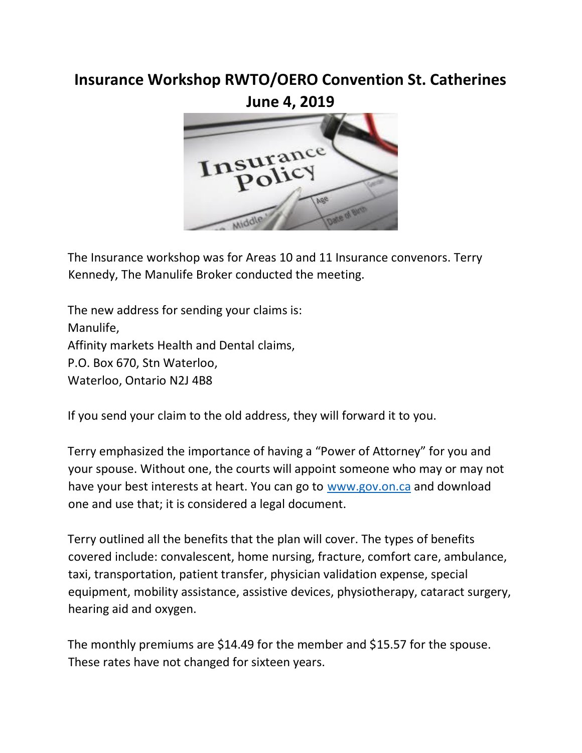# Insurance Workshop RWTO/OERO Convention St. Catherines June 4, 2019

The Insurance workshop was for Areas 10 and 11 Insurance convenors. Terry Kennedy, The Manulife Broker conducted the meeting.

The new address for sending your claims is:
Manulife,
Affinity markets Health and Dental claims,
P.O. Box 670, Stn Waterloo,
Waterloo, Ontario N2J 4B8

If you send your claim to the old address, they will forward it to you.

Terry emphasized the importance of having a "Power of Attorney" for you and your spouse. Without one, the courts will appoint someone who may or may not have your best interests at heart. You can go to www.gov.on.ca and download one and use that; it is considered a legal document.

Terry outlined all the benefits that the plan will cover. The types of benefits covered include: convalescent, home nursing, fracture, comfort care, ambulance, taxi, transportation, patient transfer, physician validation expense, special equipment, mobility assistance, assistive devices, physiotherapy, cataract surgery, hearing aid and oxygen.

The monthly premiums are $14.49 for the member and $15.57 for the spouse. These rates have not changed for sixteen years.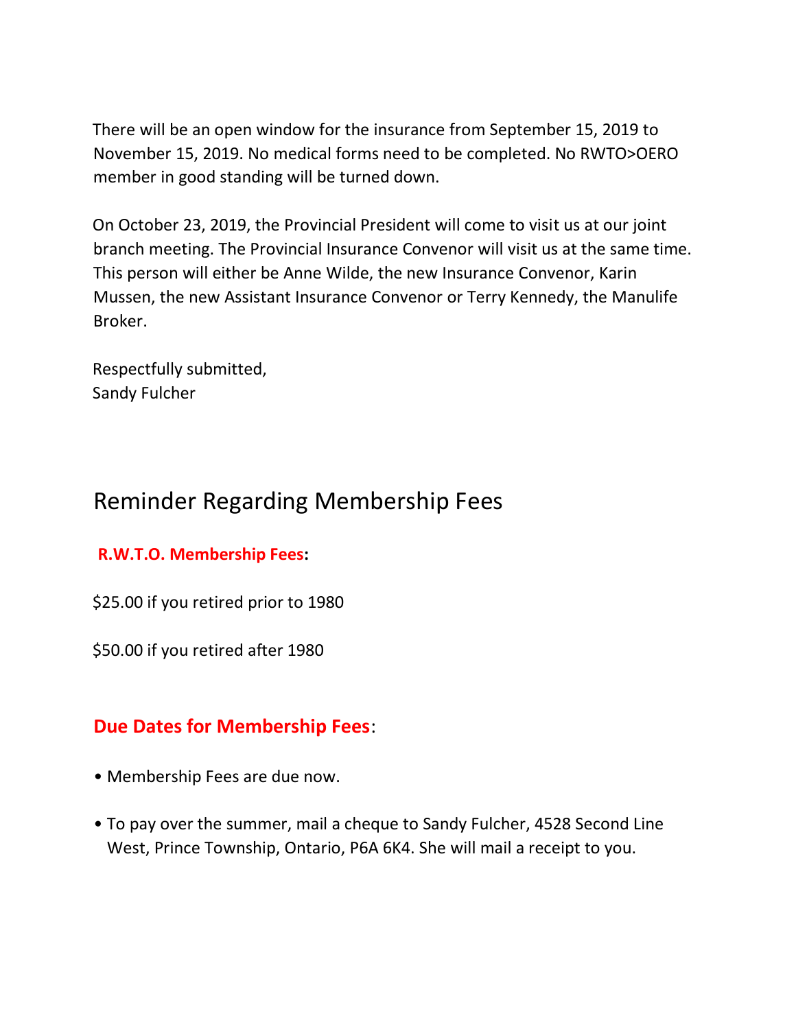There will be an open window for the insurance from September 15, 2019 to November 15, 2019. No medical forms need to be completed. No RWTO>OERO member in good standing will be turned down.

On October 23, 2019, the Provincial President will come to visit us at our joint branch meeting. The Provincial Insurance Convenor will visit us at the same time. This person will either be Anne Wilde, the new Insurance Convenor, Karin Mussen, the new Assistant Insurance Convenor or Terry Kennedy, the Manulife Broker.

Respectfully submitted,
Sandy Fulcher

# Reminder Regarding Membership Fees

**R.W.T.O. Membership Fees:**

$25.00 if you retired prior to 1980

$50.00 if you retired after 1980

## **Due Dates for Membership Fees**:

- Membership Fees are due now.
- To pay over the summer, mail a cheque to Sandy Fulcher, 4528 Second Line West, Prince Township, Ontario, P6A 6K4. She will mail a receipt to you.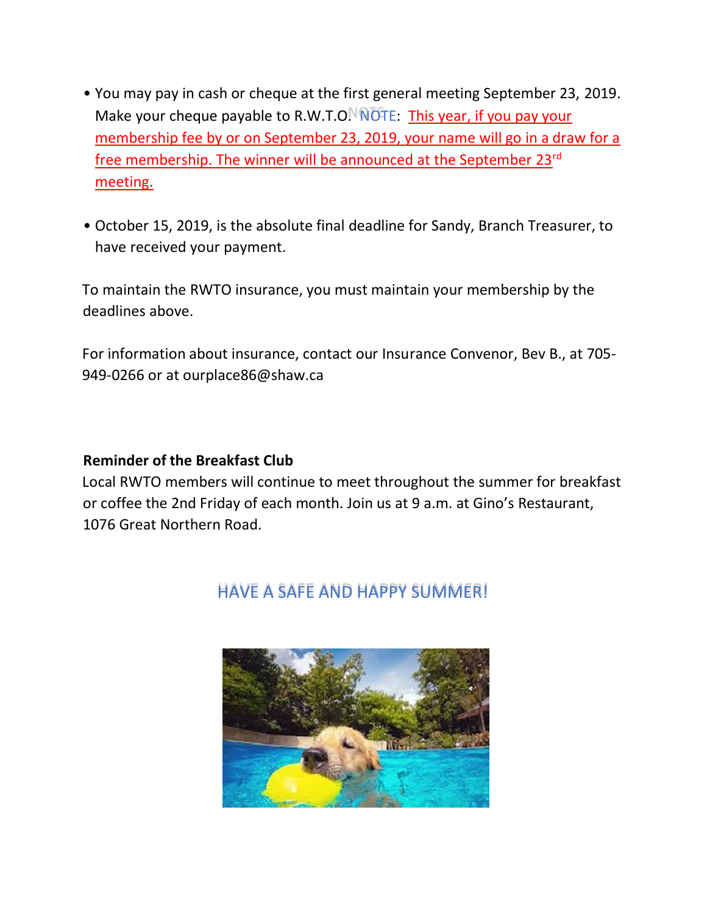- You may pay in cash or cheque at the first general meeting September 23, 2019. Make your cheque payable to R.W.T.O. NOTE: This year, if you pay your membership fee by or on September 23, 2019, your name will go in a draw for a free membership. The winner will be announced at the September 23rd meeting.

- October 15, 2019, is the absolute final deadline for Sandy, Branch Treasurer, to have received your payment.

To maintain the RWTO insurance, you must maintain your membership by the deadlines above.

For information about insurance, contact our Insurance Convenor, Bev B., at 705-949-0266 or at ourplace86@shaw.ca

**Reminder of the Breakfast Club**
Local RWTO members will continue to meet throughout the summer for breakfast or coffee the 2nd Friday of each month. Join us at 9 a.m. at Gino's Restaurant, 1076 Great Northern Road.

HAVE A SAFE AND HAPPY SUMMER!